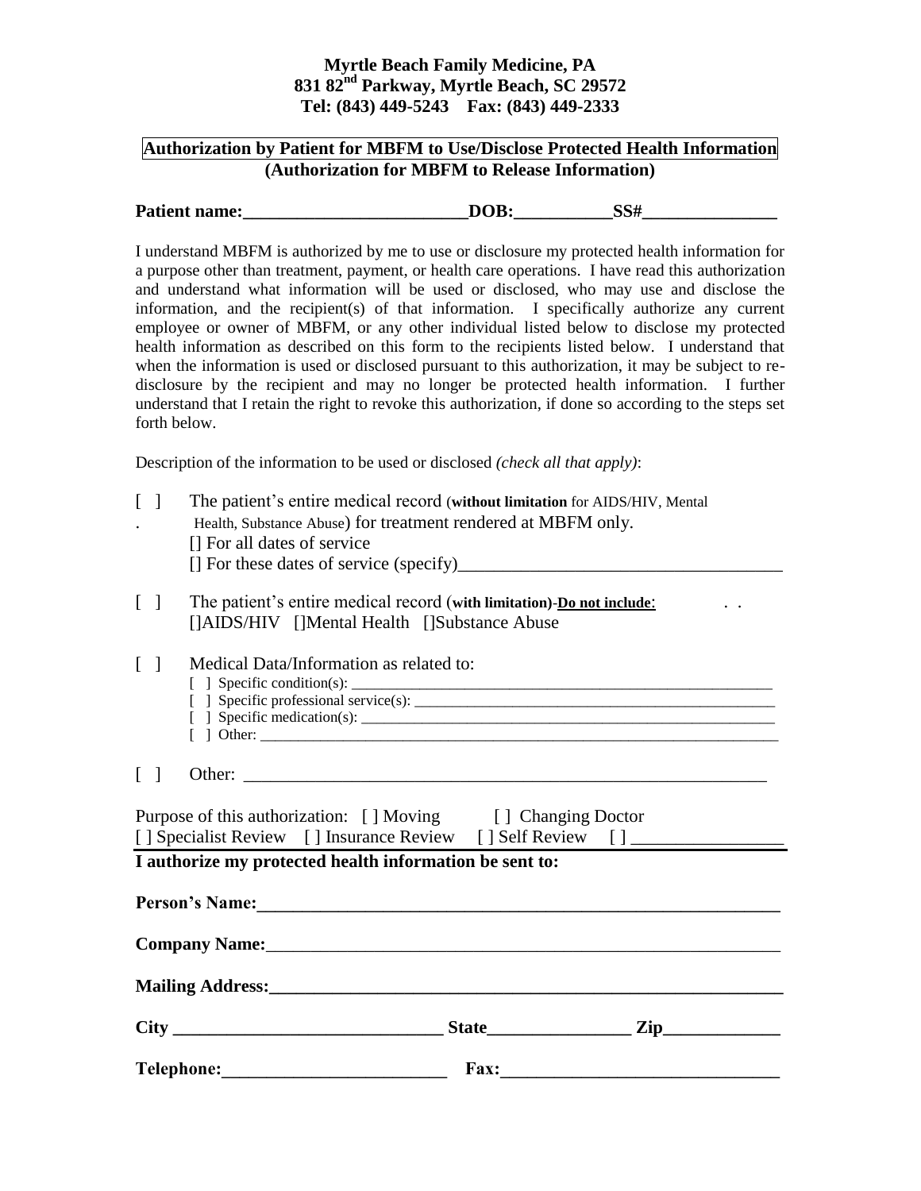**Myrtle Beach Family Medicine, PA**
**831 82nd Parkway, Myrtle Beach, SC 29572**
**Tel: (843) 449-5243 Fax: (843) 449-2333**

## Authorization by Patient for MBFM to Use/Disclose Protected Health Information
**(Authorization for MBFM to Release Information)**

**Patient name:_________________________DOB:___________SS#_______________**

I understand MBFM is authorized by me to use or disclosure my protected health information for a purpose other than treatment, payment, or health care operations. I have read this authorization and understand what information will be used or disclosed, who may use and disclose the information, and the recipient(s) of that information. I specifically authorize any current employee or owner of MBFM, or any other individual listed below to disclose my protected health information as described on this form to the recipients listed below. I understand that when the information is used or disclosed pursuant to this authorization, it may be subject to re-disclosure by the recipient and may no longer be protected health information. I further understand that I retain the right to revoke this authorization, if done so according to the steps set forth below.

Description of the information to be used or disclosed *(check all that apply)*:

[ ] The patient's entire medical record (**without limitation** for AIDS/HIV, Mental Health, Substance Abuse) for treatment rendered at MBFM only.
  [] For all dates of service
  [] For these dates of service (specify)___________________________________

[ ] The patient's entire medical record (**with limitation**)-**Do not include**:
  []AIDS/HIV []Mental Health []Substance Abuse

[ ] Medical Data/Information as related to:
  [ ] Specific condition(s): ___________________________________________________
  [ ] Specific professional service(s): _____________________________________________
  [ ] Specific medication(s): __________________________________________________
  [ ] Other: _________________________________________________________________

[ ] Other: _________________________________________________________

Purpose of this authorization: [ ] Moving [ ] Changing Doctor
[ ] Specialist Review [ ] Insurance Review [ ] Self Review [ ] ________________

**I authorize my protected health information be sent to:**

**Person's Name:**_________________________________________________________

**Company Name:**_________________________________________________________

**Mailing Address:**_______________________________________________________

**City** ______________________________ **State**_______________ **Zip**____________

**Telephone:**_________________________ **Fax:**______________________________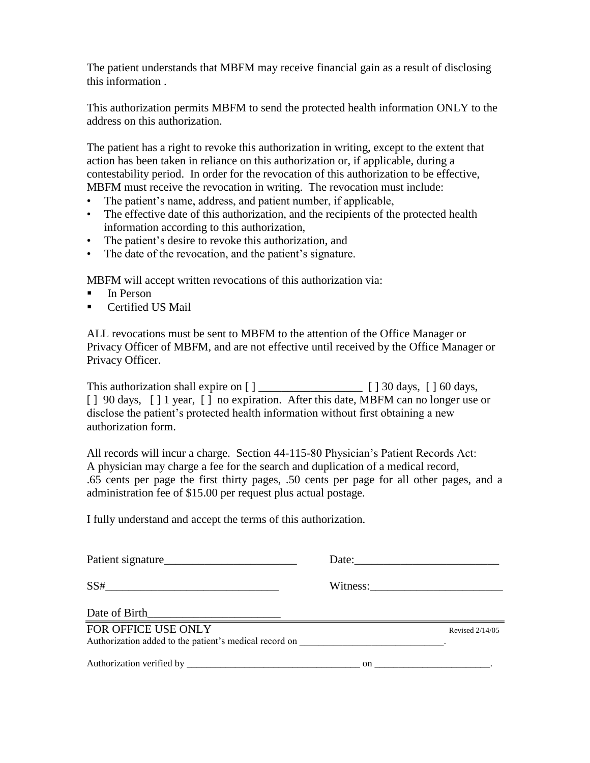The patient understands that MBFM may receive financial gain as a result of disclosing this information .

This authorization permits MBFM to send the protected health information ONLY to the address on this authorization.

The patient has a right to revoke this authorization in writing, except to the extent that action has been taken in reliance on this authorization or, if applicable, during a contestability period. In order for the revocation of this authorization to be effective, MBFM must receive the revocation in writing. The revocation must include:

- The patient's name, address, and patient number, if applicable,
- The effective date of this authorization, and the recipients of the protected health information according to this authorization,
- The patient's desire to revoke this authorization, and
- The date of the revocation, and the patient's signature.

MBFM will accept written revocations of this authorization via:

- In Person
- Certified US Mail

ALL revocations must be sent to MBFM to the attention of the Office Manager or Privacy Officer of MBFM, and are not effective until received by the Office Manager or Privacy Officer.

This authorization shall expire on [ ] __________________ [ ] 30 days, [ ] 60 days, [ ] 90 days, [ ] 1 year, [ ] no expiration. After this date, MBFM can no longer use or disclose the patient's protected health information without first obtaining a new authorization form.

All records will incur a charge. Section 44-115-80 Physician's Patient Records Act: A physician may charge a fee for the search and duplication of a medical record, .65 cents per page the first thirty pages, .50 cents per page for all other pages, and a administration fee of $15.00 per request plus actual postage.

I fully understand and accept the terms of this authorization.

Patient signature_______________________ Date:_________________________

SS#_____________________________ Witness:______________________

Date of Birth______________________

FOR OFFICE USE ONLY Revised 2/14/05

Authorization added to the patient's medical record on ______________________________.

Authorization verified by ___________________________________ on ________________________.